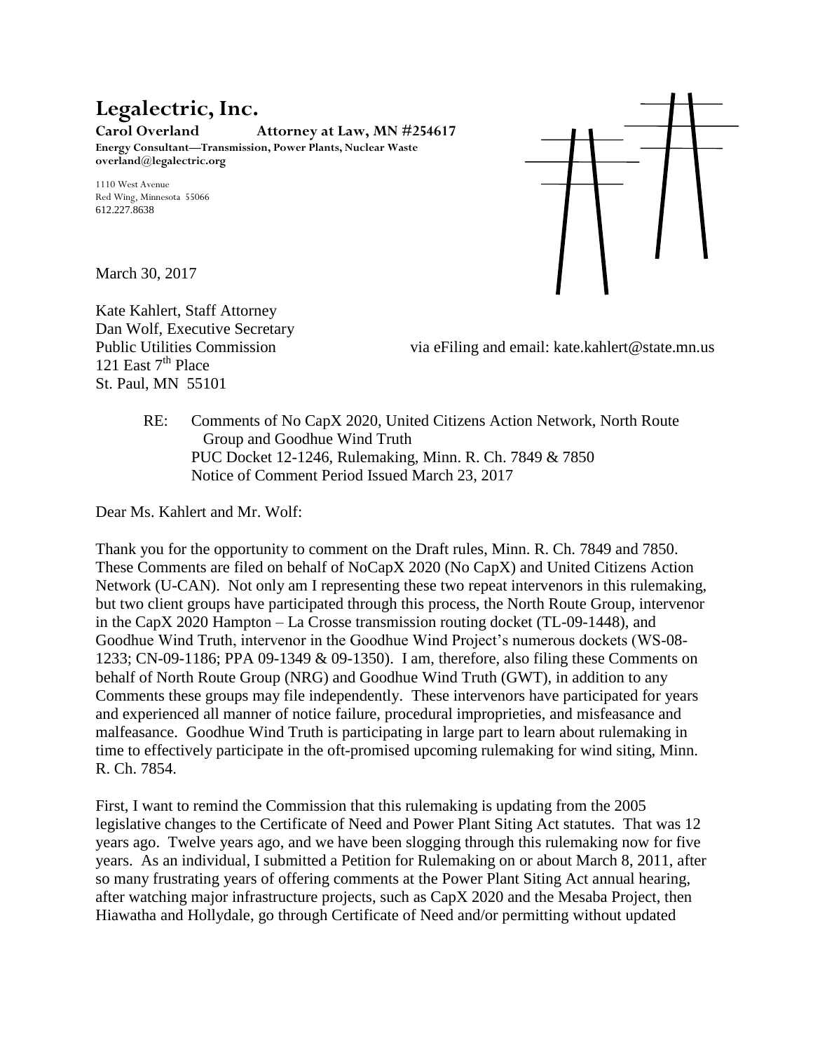# Legalectric, Inc.

**Carol Overland Attorney at Law, MN #254617**
**Energy Consultant—Transmission, Power Plants, Nuclear Waste**
**overland@legalectric.org**

1110 West Avenue
Red Wing, Minnesota 55066
612.227.8638

March 30, 2017

Kate Kahlert, Staff Attorney
Dan Wolf, Executive Secretary
Public Utilities Commission via eFiling and email: kate.kahlert@state.mn.us
121 East 7th Place
St. Paul, MN 55101

RE: Comments of No CapX 2020, United Citizens Action Network, North Route Group and Goodhue Wind Truth
PUC Docket 12-1246, Rulemaking, Minn. R. Ch. 7849 & 7850
Notice of Comment Period Issued March 23, 2017

Dear Ms. Kahlert and Mr. Wolf:

Thank you for the opportunity to comment on the Draft rules, Minn. R. Ch. 7849 and 7850. These Comments are filed on behalf of NoCapX 2020 (No CapX) and United Citizens Action Network (U-CAN). Not only am I representing these two repeat intervenors in this rulemaking, but two client groups have participated through this process, the North Route Group, intervenor in the CapX 2020 Hampton – La Crosse transmission routing docket (TL-09-1448), and Goodhue Wind Truth, intervenor in the Goodhue Wind Project's numerous dockets (WS-08-1233; CN-09-1186; PPA 09-1349 & 09-1350). I am, therefore, also filing these Comments on behalf of North Route Group (NRG) and Goodhue Wind Truth (GWT), in addition to any Comments these groups may file independently. These intervenors have participated for years and experienced all manner of notice failure, procedural improprieties, and misfeasance and malfeasance. Goodhue Wind Truth is participating in large part to learn about rulemaking in time to effectively participate in the oft-promised upcoming rulemaking for wind siting, Minn. R. Ch. 7854.

First, I want to remind the Commission that this rulemaking is updating from the 2005 legislative changes to the Certificate of Need and Power Plant Siting Act statutes. That was 12 years ago. Twelve years ago, and we have been slogging through this rulemaking now for five years. As an individual, I submitted a Petition for Rulemaking on or about March 8, 2011, after so many frustrating years of offering comments at the Power Plant Siting Act annual hearing, after watching major infrastructure projects, such as CapX 2020 and the Mesaba Project, then Hiawatha and Hollydale, go through Certificate of Need and/or permitting without updated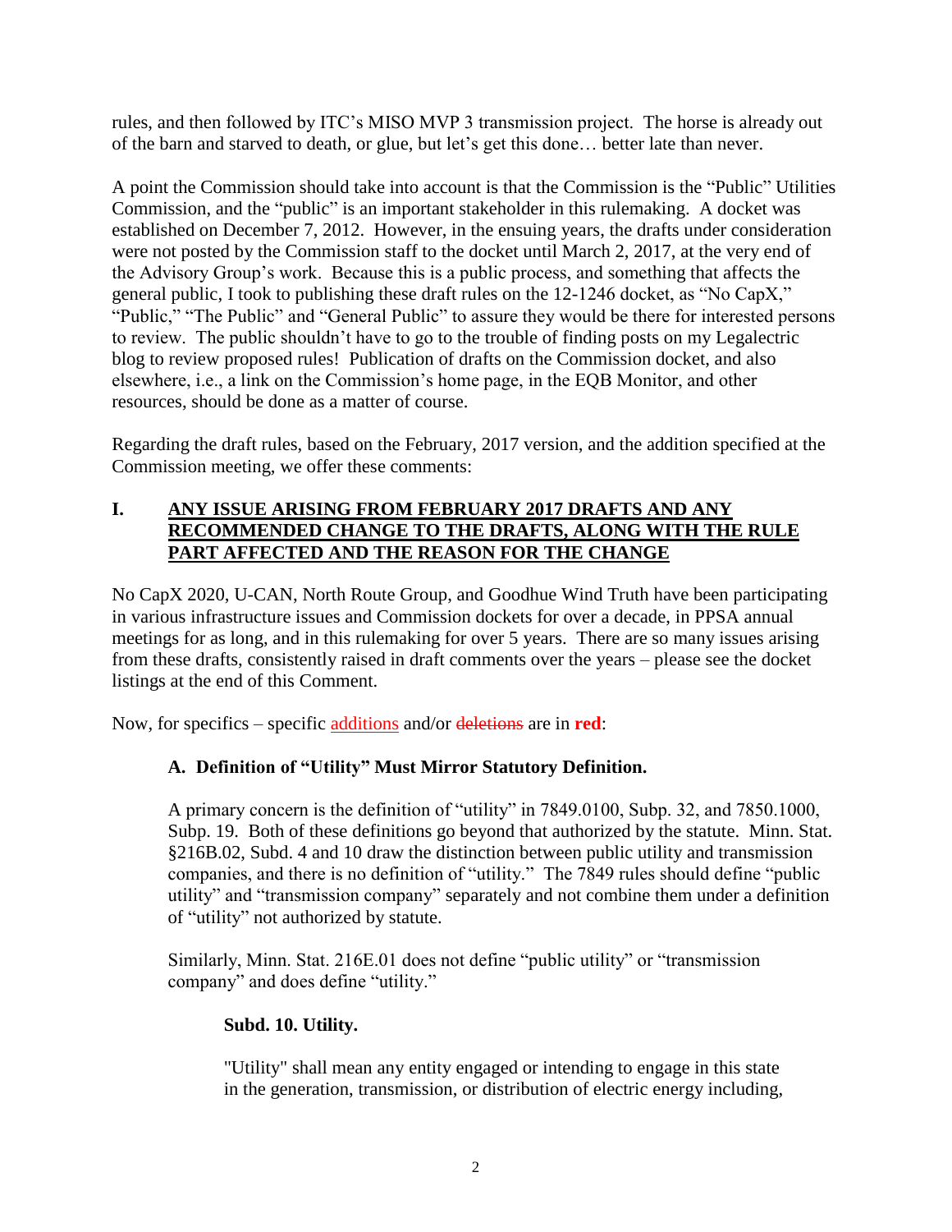rules, and then followed by ITC's MISO MVP 3 transmission project. The horse is already out of the barn and starved to death, or glue, but let's get this done… better late than never.

A point the Commission should take into account is that the Commission is the "Public" Utilities Commission, and the "public" is an important stakeholder in this rulemaking. A docket was established on December 7, 2012. However, in the ensuing years, the drafts under consideration were not posted by the Commission staff to the docket until March 2, 2017, at the very end of the Advisory Group's work. Because this is a public process, and something that affects the general public, I took to publishing these draft rules on the 12-1246 docket, as "No CapX," "Public," "The Public" and "General Public" to assure they would be there for interested persons to review. The public shouldn't have to go to the trouble of finding posts on my Legalectric blog to review proposed rules! Publication of drafts on the Commission docket, and also elsewhere, i.e., a link on the Commission's home page, in the EQB Monitor, and other resources, should be done as a matter of course.

Regarding the draft rules, based on the February, 2017 version, and the addition specified at the Commission meeting, we offer these comments:

## I. ANY ISSUE ARISING FROM FEBRUARY 2017 DRAFTS AND ANY RECOMMENDED CHANGE TO THE DRAFTS, ALONG WITH THE RULE PART AFFECTED AND THE REASON FOR THE CHANGE

No CapX 2020, U-CAN, North Route Group, and Goodhue Wind Truth have been participating in various infrastructure issues and Commission dockets for over a decade, in PPSA annual meetings for as long, and in this rulemaking for over 5 years. There are so many issues arising from these drafts, consistently raised in draft comments over the years – please see the docket listings at the end of this Comment.

Now, for specifics – specific <u>additions</u> and/or ~~deletions~~ are in **red**:

### A. Definition of "Utility" Must Mirror Statutory Definition.

A primary concern is the definition of "utility" in 7849.0100, Subp. 32, and 7850.1000, Subp. 19. Both of these definitions go beyond that authorized by the statute. Minn. Stat. §216B.02, Subd. 4 and 10 draw the distinction between public utility and transmission companies, and there is no definition of "utility." The 7849 rules should define "public utility" and "transmission company" separately and not combine them under a definition of "utility" not authorized by statute.

Similarly, Minn. Stat. 216E.01 does not define "public utility" or "transmission company" and does define "utility."

> **Subd. 10. Utility.**
>
> "Utility" shall mean any entity engaged or intending to engage in this state in the generation, transmission, or distribution of electric energy including,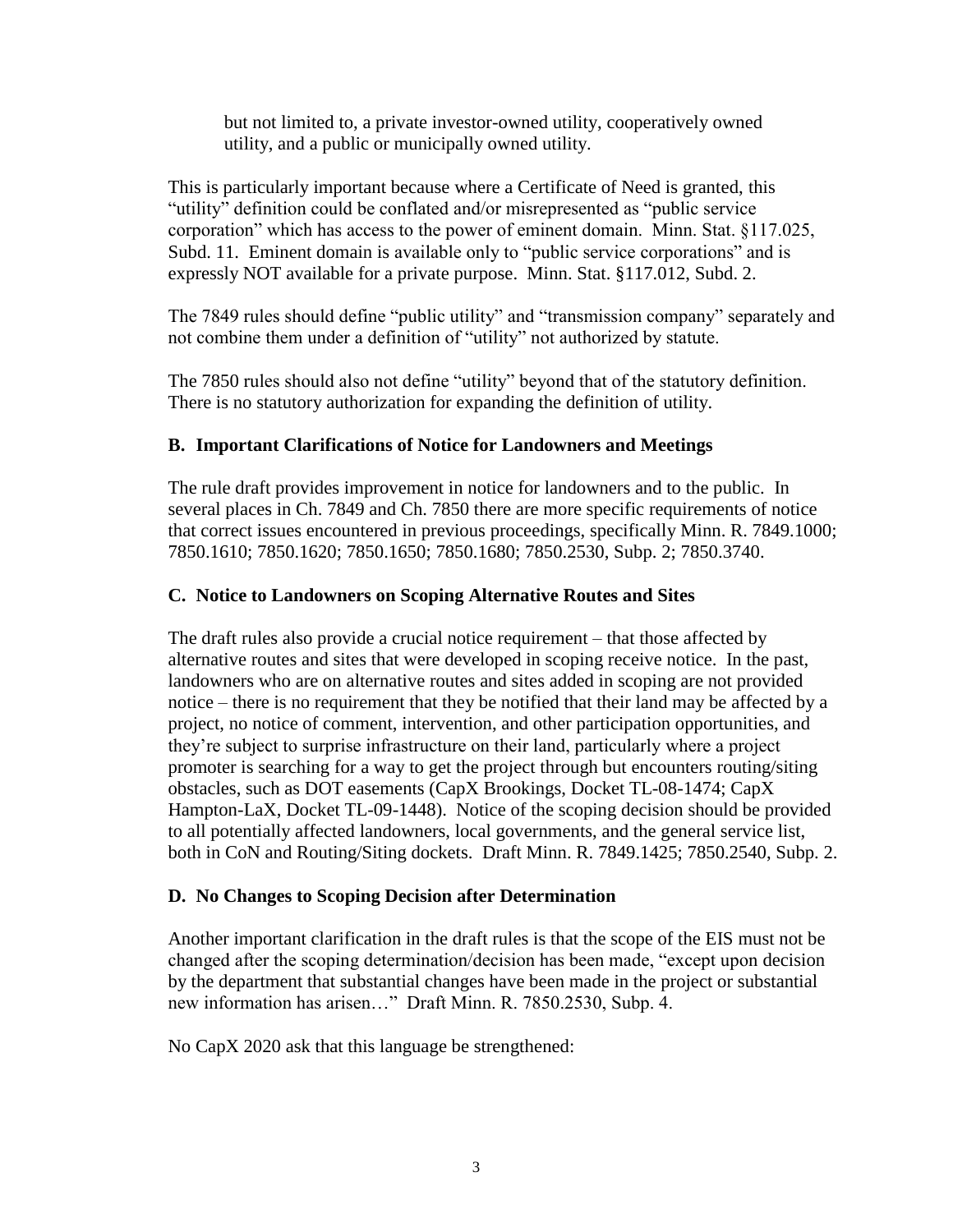but not limited to, a private investor-owned utility, cooperatively owned utility, and a public or municipally owned utility.

This is particularly important because where a Certificate of Need is granted, this "utility" definition could be conflated and/or misrepresented as "public service corporation" which has access to the power of eminent domain. Minn. Stat. §117.025, Subd. 11. Eminent domain is available only to "public service corporations" and is expressly NOT available for a private purpose. Minn. Stat. §117.012, Subd. 2.

The 7849 rules should define "public utility" and "transmission company" separately and not combine them under a definition of "utility" not authorized by statute.

The 7850 rules should also not define "utility" beyond that of the statutory definition. There is no statutory authorization for expanding the definition of utility.

### B. Important Clarifications of Notice for Landowners and Meetings

The rule draft provides improvement in notice for landowners and to the public. In several places in Ch. 7849 and Ch. 7850 there are more specific requirements of notice that correct issues encountered in previous proceedings, specifically Minn. R. 7849.1000; 7850.1610; 7850.1620; 7850.1650; 7850.1680; 7850.2530, Subp. 2; 7850.3740.

### C. Notice to Landowners on Scoping Alternative Routes and Sites

The draft rules also provide a crucial notice requirement – that those affected by alternative routes and sites that were developed in scoping receive notice. In the past, landowners who are on alternative routes and sites added in scoping are not provided notice – there is no requirement that they be notified that their land may be affected by a project, no notice of comment, intervention, and other participation opportunities, and they're subject to surprise infrastructure on their land, particularly where a project promoter is searching for a way to get the project through but encounters routing/siting obstacles, such as DOT easements (CapX Brookings, Docket TL-08-1474; CapX Hampton-LaX, Docket TL-09-1448). Notice of the scoping decision should be provided to all potentially affected landowners, local governments, and the general service list, both in CoN and Routing/Siting dockets. Draft Minn. R. 7849.1425; 7850.2540, Subp. 2.

### D. No Changes to Scoping Decision after Determination

Another important clarification in the draft rules is that the scope of the EIS must not be changed after the scoping determination/decision has been made, "except upon decision by the department that substantial changes have been made in the project or substantial new information has arisen…" Draft Minn. R. 7850.2530, Subp. 4.

No CapX 2020 ask that this language be strengthened: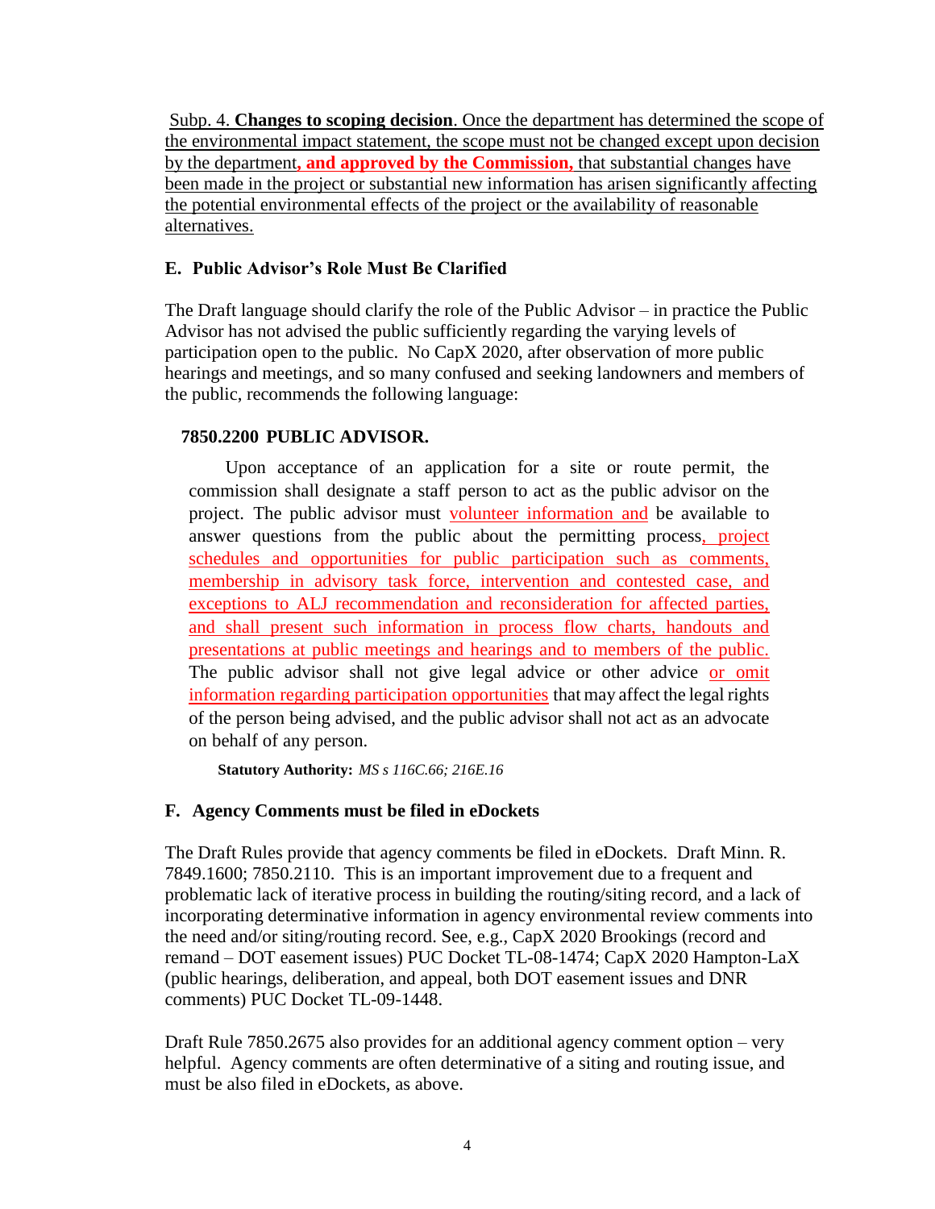Subp. 4. **Changes to scoping decision**. Once the department has determined the scope of the environmental impact statement, the scope must not be changed except upon decision by the department**, and approved by the Commission,** that substantial changes have been made in the project or substantial new information has arisen significantly affecting the potential environmental effects of the project or the availability of reasonable alternatives.

### E. Public Advisor's Role Must Be Clarified

The Draft language should clarify the role of the Public Advisor – in practice the Public Advisor has not advised the public sufficiently regarding the varying levels of participation open to the public. No CapX 2020, after observation of more public hearings and meetings, and so many confused and seeking landowners and members of the public, recommends the following language:

#### 7850.2200 PUBLIC ADVISOR.

Upon acceptance of an application for a site or route permit, the commission shall designate a staff person to act as the public advisor on the project. The public advisor must volunteer information and be available to answer questions from the public about the permitting process, project schedules and opportunities for public participation such as comments, membership in advisory task force, intervention and contested case, and exceptions to ALJ recommendation and reconsideration for affected parties, and shall present such information in process flow charts, handouts and presentations at public meetings and hearings and to members of the public. The public advisor shall not give legal advice or other advice or omit information regarding participation opportunities that may affect the legal rights of the person being advised, and the public advisor shall not act as an advocate on behalf of any person.

**Statutory Authority:** *MS s 116C.66; 216E.16*

### F. Agency Comments must be filed in eDockets

The Draft Rules provide that agency comments be filed in eDockets. Draft Minn. R. 7849.1600; 7850.2110. This is an important improvement due to a frequent and problematic lack of iterative process in building the routing/siting record, and a lack of incorporating determinative information in agency environmental review comments into the need and/or siting/routing record. See, e.g., CapX 2020 Brookings (record and remand – DOT easement issues) PUC Docket TL-08-1474; CapX 2020 Hampton-LaX (public hearings, deliberation, and appeal, both DOT easement issues and DNR comments) PUC Docket TL-09-1448.

Draft Rule 7850.2675 also provides for an additional agency comment option – very helpful. Agency comments are often determinative of a siting and routing issue, and must be also filed in eDockets, as above.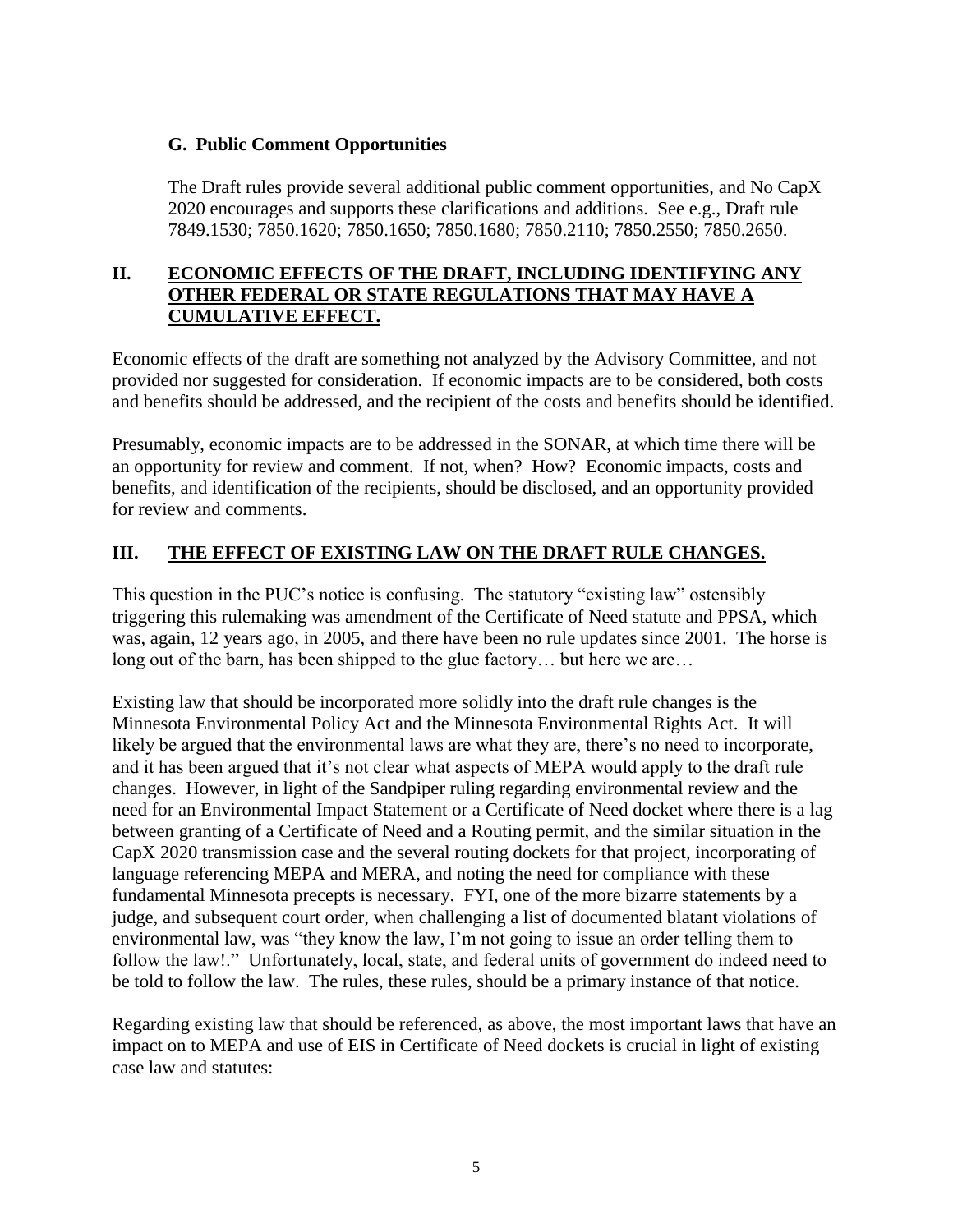### G. Public Comment Opportunities

The Draft rules provide several additional public comment opportunities, and No CapX 2020 encourages and supports these clarifications and additions. See e.g., Draft rule 7849.1530; 7850.1620; 7850.1650; 7850.1680; 7850.2110; 7850.2550; 7850.2650.

## II. ECONOMIC EFFECTS OF THE DRAFT, INCLUDING IDENTIFYING ANY OTHER FEDERAL OR STATE REGULATIONS THAT MAY HAVE A CUMULATIVE EFFECT.

Economic effects of the draft are something not analyzed by the Advisory Committee, and not provided nor suggested for consideration. If economic impacts are to be considered, both costs and benefits should be addressed, and the recipient of the costs and benefits should be identified.

Presumably, economic impacts are to be addressed in the SONAR, at which time there will be an opportunity for review and comment. If not, when? How? Economic impacts, costs and benefits, and identification of the recipients, should be disclosed, and an opportunity provided for review and comments.

## III. THE EFFECT OF EXISTING LAW ON THE DRAFT RULE CHANGES.

This question in the PUC's notice is confusing. The statutory "existing law" ostensibly triggering this rulemaking was amendment of the Certificate of Need statute and PPSA, which was, again, 12 years ago, in 2005, and there have been no rule updates since 2001. The horse is long out of the barn, has been shipped to the glue factory… but here we are…

Existing law that should be incorporated more solidly into the draft rule changes is the Minnesota Environmental Policy Act and the Minnesota Environmental Rights Act. It will likely be argued that the environmental laws are what they are, there's no need to incorporate, and it has been argued that it's not clear what aspects of MEPA would apply to the draft rule changes. However, in light of the Sandpiper ruling regarding environmental review and the need for an Environmental Impact Statement or a Certificate of Need docket where there is a lag between granting of a Certificate of Need and a Routing permit, and the similar situation in the CapX 2020 transmission case and the several routing dockets for that project, incorporating of language referencing MEPA and MERA, and noting the need for compliance with these fundamental Minnesota precepts is necessary. FYI, one of the more bizarre statements by a judge, and subsequent court order, when challenging a list of documented blatant violations of environmental law, was "they know the law, I'm not going to issue an order telling them to follow the law!." Unfortunately, local, state, and federal units of government do indeed need to be told to follow the law. The rules, these rules, should be a primary instance of that notice.

Regarding existing law that should be referenced, as above, the most important laws that have an impact on to MEPA and use of EIS in Certificate of Need dockets is crucial in light of existing case law and statutes: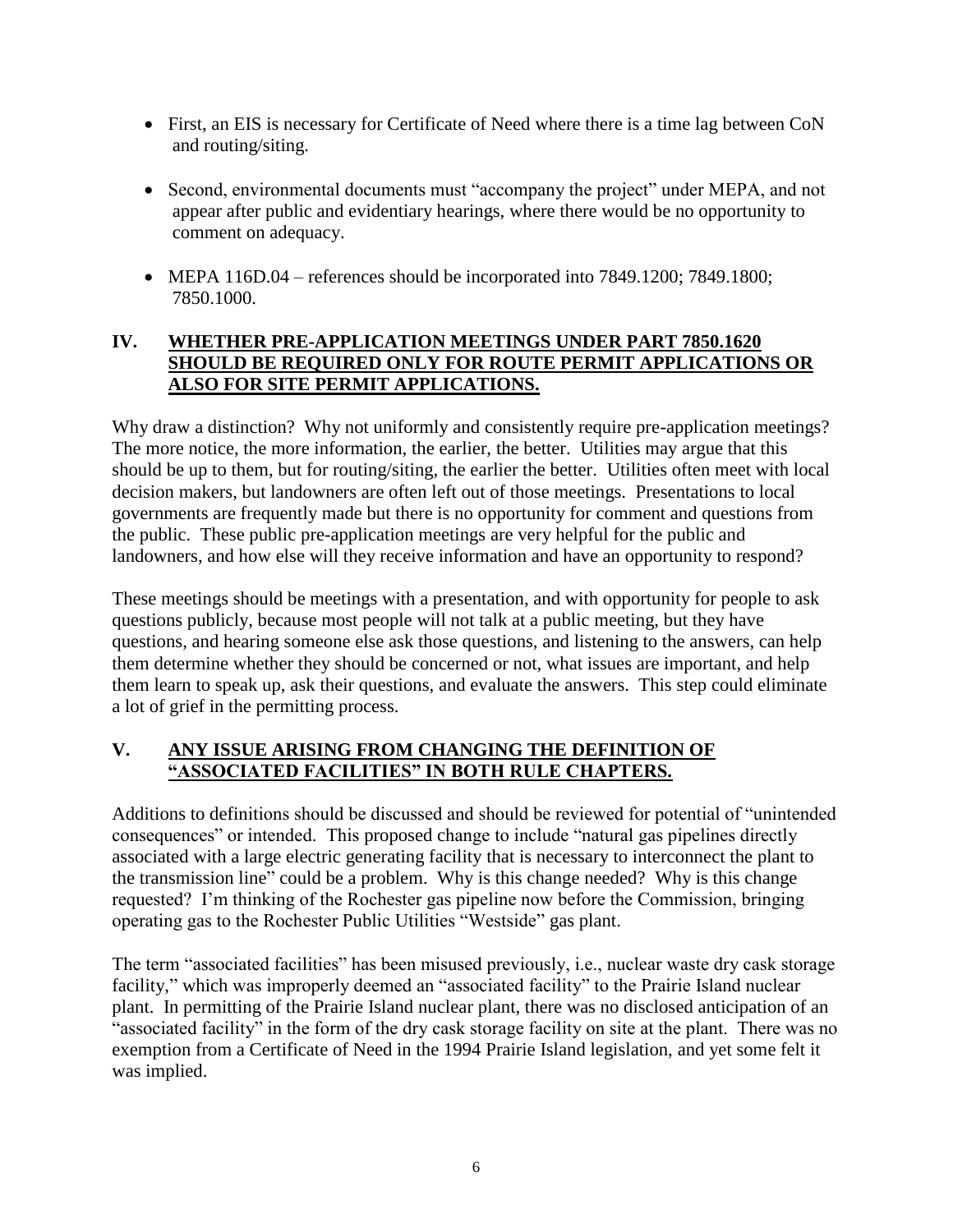- First, an EIS is necessary for Certificate of Need where there is a time lag between CoN and routing/siting.
- Second, environmental documents must "accompany the project" under MEPA, and not appear after public and evidentiary hearings, where there would be no opportunity to comment on adequacy.
- MEPA 116D.04 – references should be incorporated into 7849.1200; 7849.1800; 7850.1000.

## IV. WHETHER PRE-APPLICATION MEETINGS UNDER PART 7850.1620 SHOULD BE REQUIRED ONLY FOR ROUTE PERMIT APPLICATIONS OR ALSO FOR SITE PERMIT APPLICATIONS.

Why draw a distinction? Why not uniformly and consistently require pre-application meetings? The more notice, the more information, the earlier, the better. Utilities may argue that this should be up to them, but for routing/siting, the earlier the better. Utilities often meet with local decision makers, but landowners are often left out of those meetings. Presentations to local governments are frequently made but there is no opportunity for comment and questions from the public. These public pre-application meetings are very helpful for the public and landowners, and how else will they receive information and have an opportunity to respond?

These meetings should be meetings with a presentation, and with opportunity for people to ask questions publicly, because most people will not talk at a public meeting, but they have questions, and hearing someone else ask those questions, and listening to the answers, can help them determine whether they should be concerned or not, what issues are important, and help them learn to speak up, ask their questions, and evaluate the answers. This step could eliminate a lot of grief in the permitting process.

## V. ANY ISSUE ARISING FROM CHANGING THE DEFINITION OF "ASSOCIATED FACILITIES" IN BOTH RULE CHAPTERS.

Additions to definitions should be discussed and should be reviewed for potential of "unintended consequences" or intended. This proposed change to include "natural gas pipelines directly associated with a large electric generating facility that is necessary to interconnect the plant to the transmission line" could be a problem. Why is this change needed? Why is this change requested? I'm thinking of the Rochester gas pipeline now before the Commission, bringing operating gas to the Rochester Public Utilities "Westside" gas plant.

The term "associated facilities" has been misused previously, i.e., nuclear waste dry cask storage facility," which was improperly deemed an "associated facility" to the Prairie Island nuclear plant. In permitting of the Prairie Island nuclear plant, there was no disclosed anticipation of an "associated facility" in the form of the dry cask storage facility on site at the plant. There was no exemption from a Certificate of Need in the 1994 Prairie Island legislation, and yet some felt it was implied.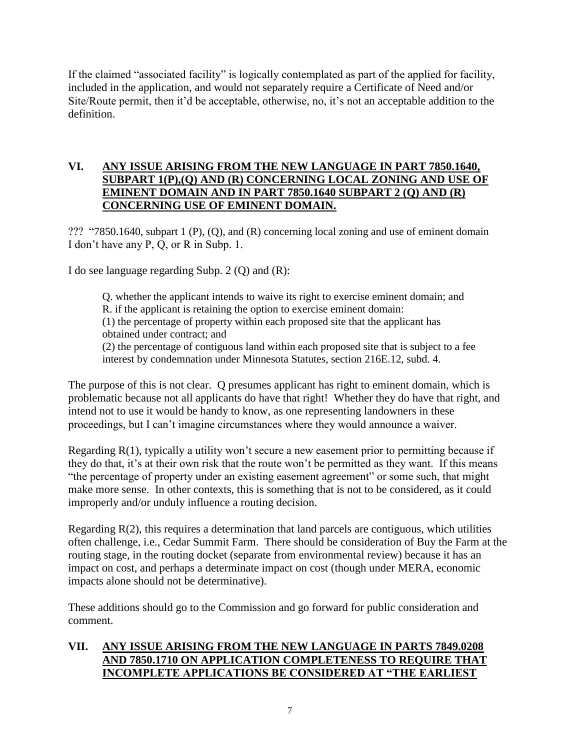If the claimed "associated facility" is logically contemplated as part of the applied for facility, included in the application, and would not separately require a Certificate of Need and/or Site/Route permit, then it'd be acceptable, otherwise, no, it's not an acceptable addition to the definition.

## VI. ANY ISSUE ARISING FROM THE NEW LANGUAGE IN PART 7850.1640, SUBPART 1(P),(Q) AND (R) CONCERNING LOCAL ZONING AND USE OF EMINENT DOMAIN AND IN PART 7850.1640 SUBPART 2 (Q) AND (R) CONCERNING USE OF EMINENT DOMAIN.

??? "7850.1640, subpart 1 (P), (Q), and (R) concerning local zoning and use of eminent domain I don't have any P, Q, or R in Subp. 1.

I do see language regarding Subp. 2 (Q) and (R):

> Q. whether the applicant intends to waive its right to exercise eminent domain; and
> R. if the applicant is retaining the option to exercise eminent domain:
> (1) the percentage of property within each proposed site that the applicant has obtained under contract; and
> (2) the percentage of contiguous land within each proposed site that is subject to a fee interest by condemnation under Minnesota Statutes, section 216E.12, subd. 4.

The purpose of this is not clear. Q presumes applicant has right to eminent domain, which is problematic because not all applicants do have that right! Whether they do have that right, and intend not to use it would be handy to know, as one representing landowners in these proceedings, but I can't imagine circumstances where they would announce a waiver.

Regarding R(1), typically a utility won't secure a new easement prior to permitting because if they do that, it's at their own risk that the route won't be permitted as they want. If this means "the percentage of property under an existing easement agreement" or some such, that might make more sense. In other contexts, this is something that is not to be considered, as it could improperly and/or unduly influence a routing decision.

Regarding R(2), this requires a determination that land parcels are contiguous, which utilities often challenge, i.e., Cedar Summit Farm. There should be consideration of Buy the Farm at the routing stage, in the routing docket (separate from environmental review) because it has an impact on cost, and perhaps a determinate impact on cost (though under MERA, economic impacts alone should not be determinative).

These additions should go to the Commission and go forward for public consideration and comment.

## VII. ANY ISSUE ARISING FROM THE NEW LANGUAGE IN PARTS 7849.0208 AND 7850.1710 ON APPLICATION COMPLETENESS TO REQUIRE THAT INCOMPLETE APPLICATIONS BE CONSIDERED AT "THE EARLIEST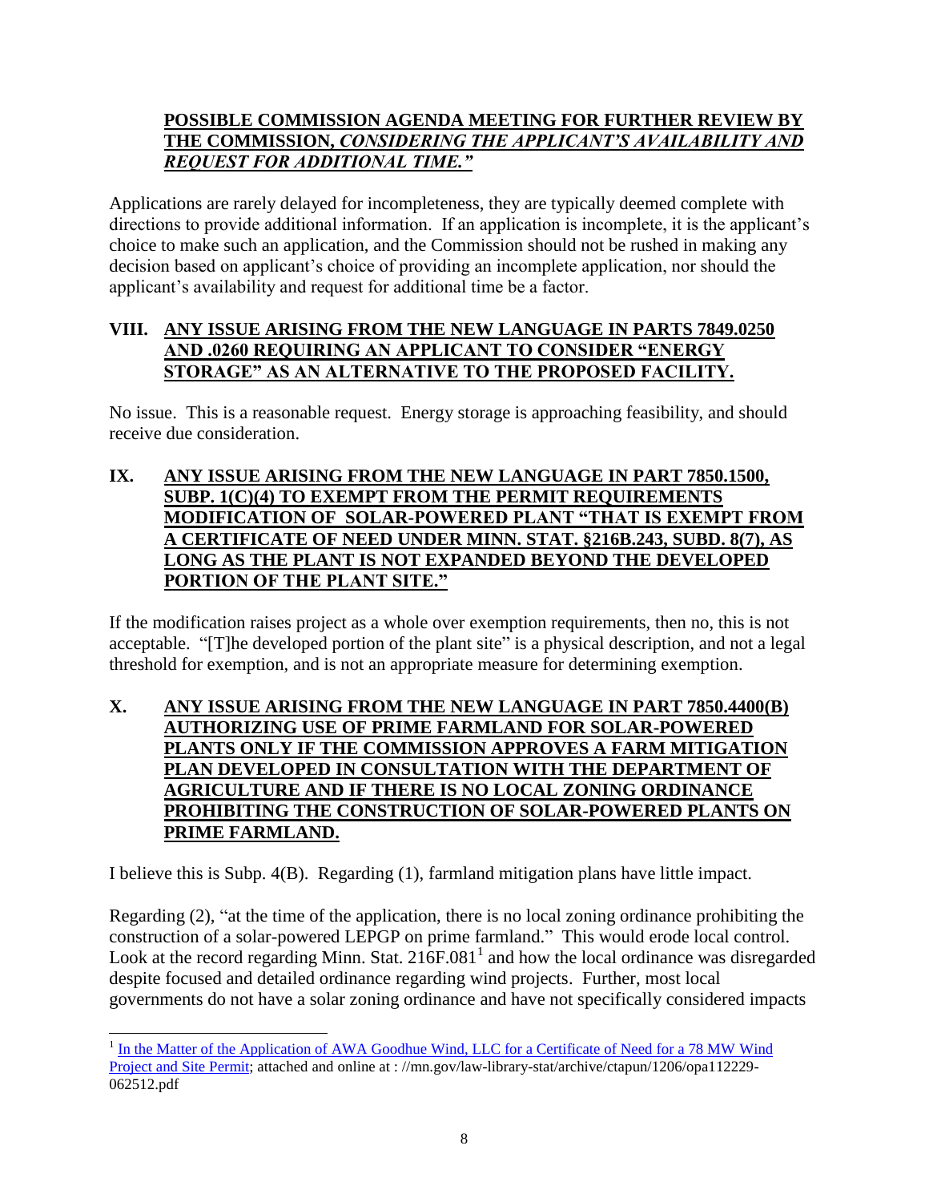**POSSIBLE COMMISSION AGENDA MEETING FOR FURTHER REVIEW BY THE COMMISSION, *CONSIDERING THE APPLICANT'S AVAILABILITY AND REQUEST FOR ADDITIONAL TIME."***

Applications are rarely delayed for incompleteness, they are typically deemed complete with directions to provide additional information. If an application is incomplete, it is the applicant's choice to make such an application, and the Commission should not be rushed in making any decision based on applicant's choice of providing an incomplete application, nor should the applicant's availability and request for additional time be a factor.

## VIII. ANY ISSUE ARISING FROM THE NEW LANGUAGE IN PARTS 7849.0250 AND .0260 REQUIRING AN APPLICANT TO CONSIDER "ENERGY STORAGE" AS AN ALTERNATIVE TO THE PROPOSED FACILITY.

No issue. This is a reasonable request. Energy storage is approaching feasibility, and should receive due consideration.

## IX. ANY ISSUE ARISING FROM THE NEW LANGUAGE IN PART 7850.1500, SUBP. 1(C)(4) TO EXEMPT FROM THE PERMIT REQUIREMENTS MODIFICATION OF SOLAR-POWERED PLANT "THAT IS EXEMPT FROM A CERTIFICATE OF NEED UNDER MINN. STAT. §216B.243, SUBD. 8(7), AS LONG AS THE PLANT IS NOT EXPANDED BEYOND THE DEVELOPED PORTION OF THE PLANT SITE."

If the modification raises project as a whole over exemption requirements, then no, this is not acceptable. "[T]he developed portion of the plant site" is a physical description, and not a legal threshold for exemption, and is not an appropriate measure for determining exemption.

## X. ANY ISSUE ARISING FROM THE NEW LANGUAGE IN PART 7850.4400(B) AUTHORIZING USE OF PRIME FARMLAND FOR SOLAR-POWERED PLANTS ONLY IF THE COMMISSION APPROVES A FARM MITIGATION PLAN DEVELOPED IN CONSULTATION WITH THE DEPARTMENT OF AGRICULTURE AND IF THERE IS NO LOCAL ZONING ORDINANCE PROHIBITING THE CONSTRUCTION OF SOLAR-POWERED PLANTS ON PRIME FARMLAND.

I believe this is Subp. 4(B). Regarding (1), farmland mitigation plans have little impact.

Regarding (2), "at the time of the application, there is no local zoning ordinance prohibiting the construction of a solar-powered LEPGP on prime farmland." This would erode local control. Look at the record regarding Minn. Stat. 216F.081[1] and how the local ordinance was disregarded despite focused and detailed ordinance regarding wind projects. Further, most local governments do not have a solar zoning ordinance and have not specifically considered impacts

---

[1] In the Matter of the Application of AWA Goodhue Wind, LLC for a Certificate of Need for a 78 MW Wind Project and Site Permit; attached and online at : //mn.gov/law-library-stat/archive/ctapun/1206/opa112229-062512.pdf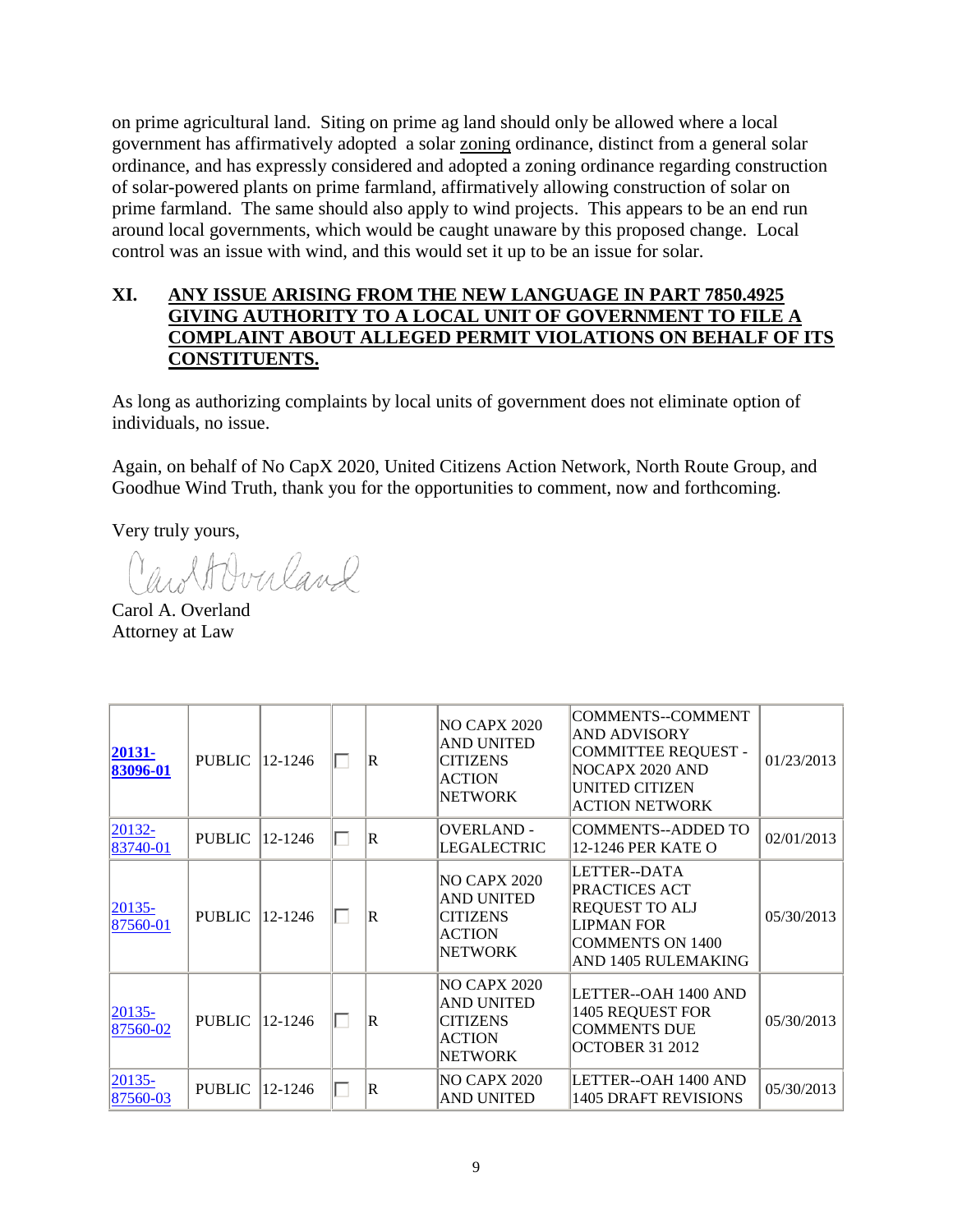on prime agricultural land. Siting on prime ag land should only be allowed where a local government has affirmatively adopted a solar zoning ordinance, distinct from a general solar ordinance, and has expressly considered and adopted a zoning ordinance regarding construction of solar-powered plants on prime farmland, affirmatively allowing construction of solar on prime farmland. The same should also apply to wind projects. This appears to be an end run around local governments, which would be caught unaware by this proposed change. Local control was an issue with wind, and this would set it up to be an issue for solar.

## XI. ANY ISSUE ARISING FROM THE NEW LANGUAGE IN PART 7850.4925 GIVING AUTHORITY TO A LOCAL UNIT OF GOVERNMENT TO FILE A COMPLAINT ABOUT ALLEGED PERMIT VIOLATIONS ON BEHALF OF ITS CONSTITUENTS.

As long as authorizing complaints by local units of government does not eliminate option of individuals, no issue.

Again, on behalf of No CapX 2020, United Citizens Action Network, North Route Group, and Goodhue Wind Truth, thank you for the opportunities to comment, now and forthcoming.

Very truly yours,

Carol A. Overland
Attorney at Law

| | | | | | | | |
|---|---|---|---|---|---|---|---|
| **20131-83096-01** | PUBLIC | 12-1246 | ☐ | R | NO CAPX 2020 AND UNITED CITIZENS ACTION NETWORK | COMMENTS--COMMENT AND ADVISORY COMMITTEE REQUEST - NOCAPX 2020 AND UNITED CITIZEN ACTION NETWORK | 01/23/2013 |
| 20132-83740-01 | PUBLIC | 12-1246 | ☐ | R | OVERLAND - LEGALECTRIC | COMMENTS--ADDED TO 12-1246 PER KATE O | 02/01/2013 |
| 20135-87560-01 | PUBLIC | 12-1246 | ☐ | R | NO CAPX 2020 AND UNITED CITIZENS ACTION NETWORK | LETTER--DATA PRACTICES ACT REQUEST TO ALJ LIPMAN FOR COMMENTS ON 1400 AND 1405 RULEMAKING | 05/30/2013 |
| 20135-87560-02 | PUBLIC | 12-1246 | ☐ | R | NO CAPX 2020 AND UNITED CITIZENS ACTION NETWORK | LETTER--OAH 1400 AND 1405 REQUEST FOR COMMENTS DUE OCTOBER 31 2012 | 05/30/2013 |
| 20135-87560-03 | PUBLIC | 12-1246 | ☐ | R | NO CAPX 2020 AND UNITED | LETTER--OAH 1400 AND 1405 DRAFT REVISIONS | 05/30/2013 |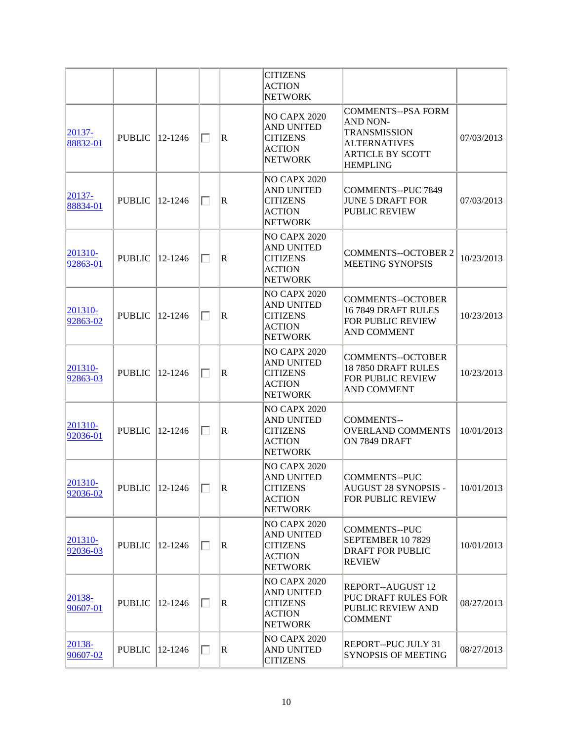| | | | | | CITIZENS ACTION NETWORK | | |
|---|---|---|---|---|---|---|---|
| 20137-88832-01 | PUBLIC | 12-1246 | ☐ | R | NO CAPX 2020 AND UNITED CITIZENS ACTION NETWORK | COMMENTS--PSA FORM AND NON-TRANSMISSION ALTERNATIVES ARTICLE BY SCOTT HEMPLING | 07/03/2013 |
| 20137-88834-01 | PUBLIC | 12-1246 | ☐ | R | NO CAPX 2020 AND UNITED CITIZENS ACTION NETWORK | COMMENTS--PUC 7849 JUNE 5 DRAFT FOR PUBLIC REVIEW | 07/03/2013 |
| 201310-92863-01 | PUBLIC | 12-1246 | ☐ | R | NO CAPX 2020 AND UNITED CITIZENS ACTION NETWORK | COMMENTS--OCTOBER 2 MEETING SYNOPSIS | 10/23/2013 |
| 201310-92863-02 | PUBLIC | 12-1246 | ☐ | R | NO CAPX 2020 AND UNITED CITIZENS ACTION NETWORK | COMMENTS--OCTOBER 16 7849 DRAFT RULES FOR PUBLIC REVIEW AND COMMENT | 10/23/2013 |
| 201310-92863-03 | PUBLIC | 12-1246 | ☐ | R | NO CAPX 2020 AND UNITED CITIZENS ACTION NETWORK | COMMENTS--OCTOBER 18 7850 DRAFT RULES FOR PUBLIC REVIEW AND COMMENT | 10/23/2013 |
| 201310-92036-01 | PUBLIC | 12-1246 | ☐ | R | NO CAPX 2020 AND UNITED CITIZENS ACTION NETWORK | COMMENTS--OVERLAND COMMENTS ON 7849 DRAFT | 10/01/2013 |
| 201310-92036-02 | PUBLIC | 12-1246 | ☐ | R | NO CAPX 2020 AND UNITED CITIZENS ACTION NETWORK | COMMENTS--PUC AUGUST 28 SYNOPSIS - FOR PUBLIC REVIEW | 10/01/2013 |
| 201310-92036-03 | PUBLIC | 12-1246 | ☐ | R | NO CAPX 2020 AND UNITED CITIZENS ACTION NETWORK | COMMENTS--PUC SEPTEMBER 10 7829 DRAFT FOR PUBLIC REVIEW | 10/01/2013 |
| 20138-90607-01 | PUBLIC | 12-1246 | ☐ | R | NO CAPX 2020 AND UNITED CITIZENS ACTION NETWORK | REPORT--AUGUST 12 PUC DRAFT RULES FOR PUBLIC REVIEW AND COMMENT | 08/27/2013 |
| 20138-90607-02 | PUBLIC | 12-1246 | ☐ | R | NO CAPX 2020 AND UNITED CITIZENS | REPORT--PUC JULY 31 SYNOPSIS OF MEETING | 08/27/2013 |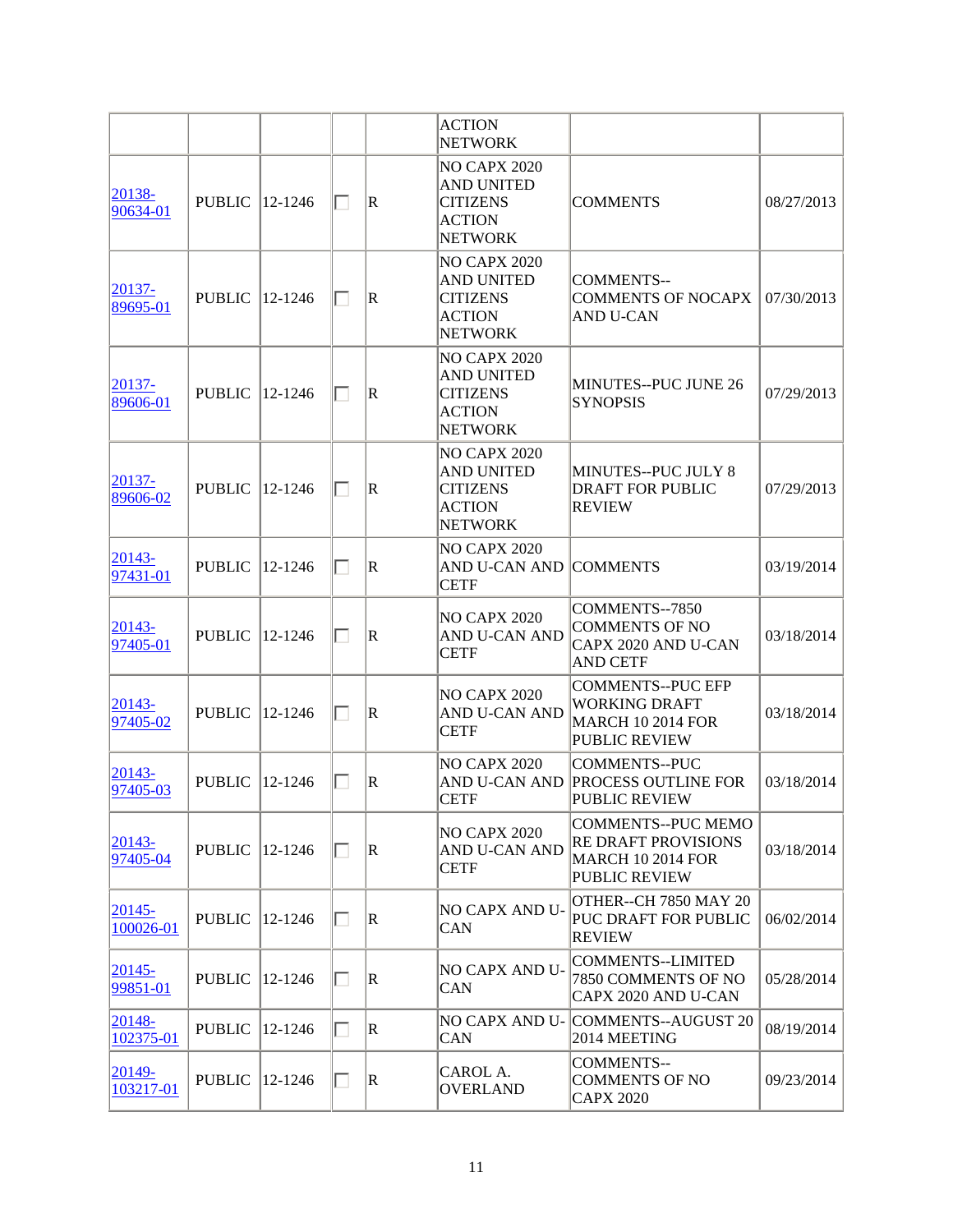| | | | | | ACTION NETWORK | | |
|---|---|---|---|---|---|---|---|
| 20138-90634-01 | PUBLIC | 12-1246 | ☐ | R | NO CAPX 2020 AND UNITED CITIZENS ACTION NETWORK | COMMENTS | 08/27/2013 |
| 20137-89695-01 | PUBLIC | 12-1246 | ☐ | R | NO CAPX 2020 AND UNITED CITIZENS ACTION NETWORK | COMMENTS--COMMENTS OF NOCAPX AND U-CAN | 07/30/2013 |
| 20137-89606-01 | PUBLIC | 12-1246 | ☐ | R | NO CAPX 2020 AND UNITED CITIZENS ACTION NETWORK | MINUTES--PUC JUNE 26 SYNOPSIS | 07/29/2013 |
| 20137-89606-02 | PUBLIC | 12-1246 | ☐ | R | NO CAPX 2020 AND UNITED CITIZENS ACTION NETWORK | MINUTES--PUC JULY 8 DRAFT FOR PUBLIC REVIEW | 07/29/2013 |
| 20143-97431-01 | PUBLIC | 12-1246 | ☐ | R | NO CAPX 2020 AND U-CAN AND CETF | COMMENTS | 03/19/2014 |
| 20143-97405-01 | PUBLIC | 12-1246 | ☐ | R | NO CAPX 2020 AND U-CAN AND CETF | COMMENTS--7850 COMMENTS OF NO CAPX 2020 AND U-CAN AND CETF | 03/18/2014 |
| 20143-97405-02 | PUBLIC | 12-1246 | ☐ | R | NO CAPX 2020 AND U-CAN AND CETF | COMMENTS--PUC EFP WORKING DRAFT MARCH 10 2014 FOR PUBLIC REVIEW | 03/18/2014 |
| 20143-97405-03 | PUBLIC | 12-1246 | ☐ | R | NO CAPX 2020 AND U-CAN AND CETF | COMMENTS--PUC PROCESS OUTLINE FOR PUBLIC REVIEW | 03/18/2014 |
| 20143-97405-04 | PUBLIC | 12-1246 | ☐ | R | NO CAPX 2020 AND U-CAN AND CETF | COMMENTS--PUC MEMO RE DRAFT PROVISIONS MARCH 10 2014 FOR PUBLIC REVIEW | 03/18/2014 |
| 20145-100026-01 | PUBLIC | 12-1246 | ☐ | R | NO CAPX AND U-CAN | OTHER--CH 7850 MAY 20 PUC DRAFT FOR PUBLIC REVIEW | 06/02/2014 |
| 20145-99851-01 | PUBLIC | 12-1246 | ☐ | R | NO CAPX AND U-CAN | COMMENTS--LIMITED 7850 COMMENTS OF NO CAPX 2020 AND U-CAN | 05/28/2014 |
| 20148-102375-01 | PUBLIC | 12-1246 | ☐ | R | NO CAPX AND U-CAN | COMMENTS--AUGUST 20 2014 MEETING | 08/19/2014 |
| 20149-103217-01 | PUBLIC | 12-1246 | ☐ | R | CAROL A. OVERLAND | COMMENTS--COMMENTS OF NO CAPX 2020 | 09/23/2014 |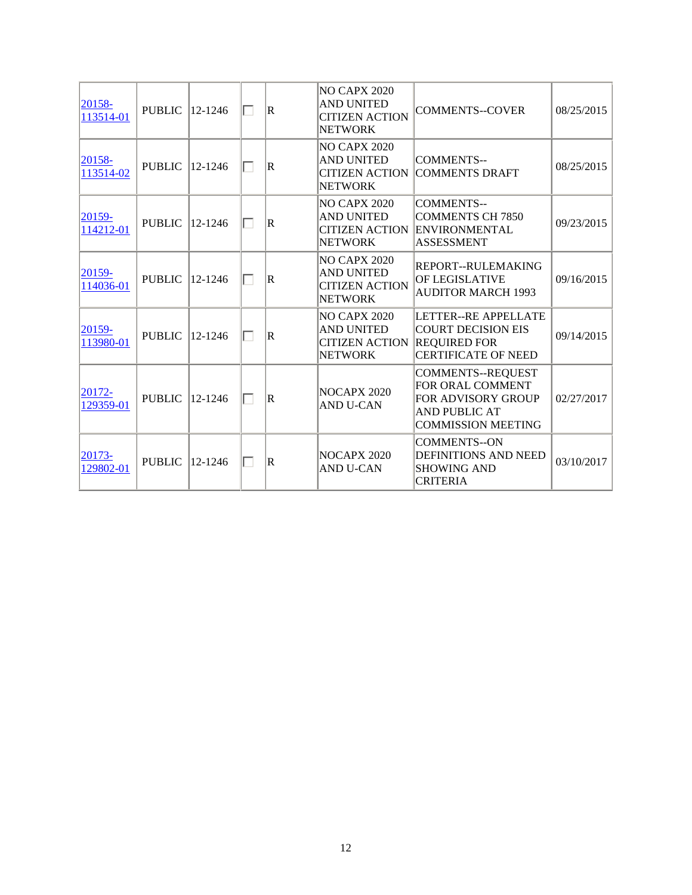| | | | | | | | |
|---|---|---|---|---|---|---|---|
| 20158-113514-01 | PUBLIC | 12-1246 | ☐ | R | NO CAPX 2020 AND UNITED CITIZEN ACTION NETWORK | COMMENTS--COVER | 08/25/2015 |
| 20158-113514-02 | PUBLIC | 12-1246 | ☐ | R | NO CAPX 2020 AND UNITED CITIZEN ACTION NETWORK | COMMENTS--COMMENTS DRAFT | 08/25/2015 |
| 20159-114212-01 | PUBLIC | 12-1246 | ☐ | R | NO CAPX 2020 AND UNITED CITIZEN ACTION NETWORK | COMMENTS--COMMENTS CH 7850 ENVIRONMENTAL ASSESSMENT | 09/23/2015 |
| 20159-114036-01 | PUBLIC | 12-1246 | ☐ | R | NO CAPX 2020 AND UNITED CITIZEN ACTION NETWORK | REPORT--RULEMAKING OF LEGISLATIVE AUDITOR MARCH 1993 | 09/16/2015 |
| 20159-113980-01 | PUBLIC | 12-1246 | ☐ | R | NO CAPX 2020 AND UNITED CITIZEN ACTION NETWORK | LETTER--RE APPELLATE COURT DECISION EIS REQUIRED FOR CERTIFICATE OF NEED | 09/14/2015 |
| 20172-129359-01 | PUBLIC | 12-1246 | ☐ | R | NOCAPX 2020 AND U-CAN | COMMENTS--REQUEST FOR ORAL COMMENT FOR ADVISORY GROUP AND PUBLIC AT COMMISSION MEETING | 02/27/2017 |
| 20173-129802-01 | PUBLIC | 12-1246 | ☐ | R | NOCAPX 2020 AND U-CAN | COMMENTS--ON DEFINITIONS AND NEED SHOWING AND CRITERIA | 03/10/2017 |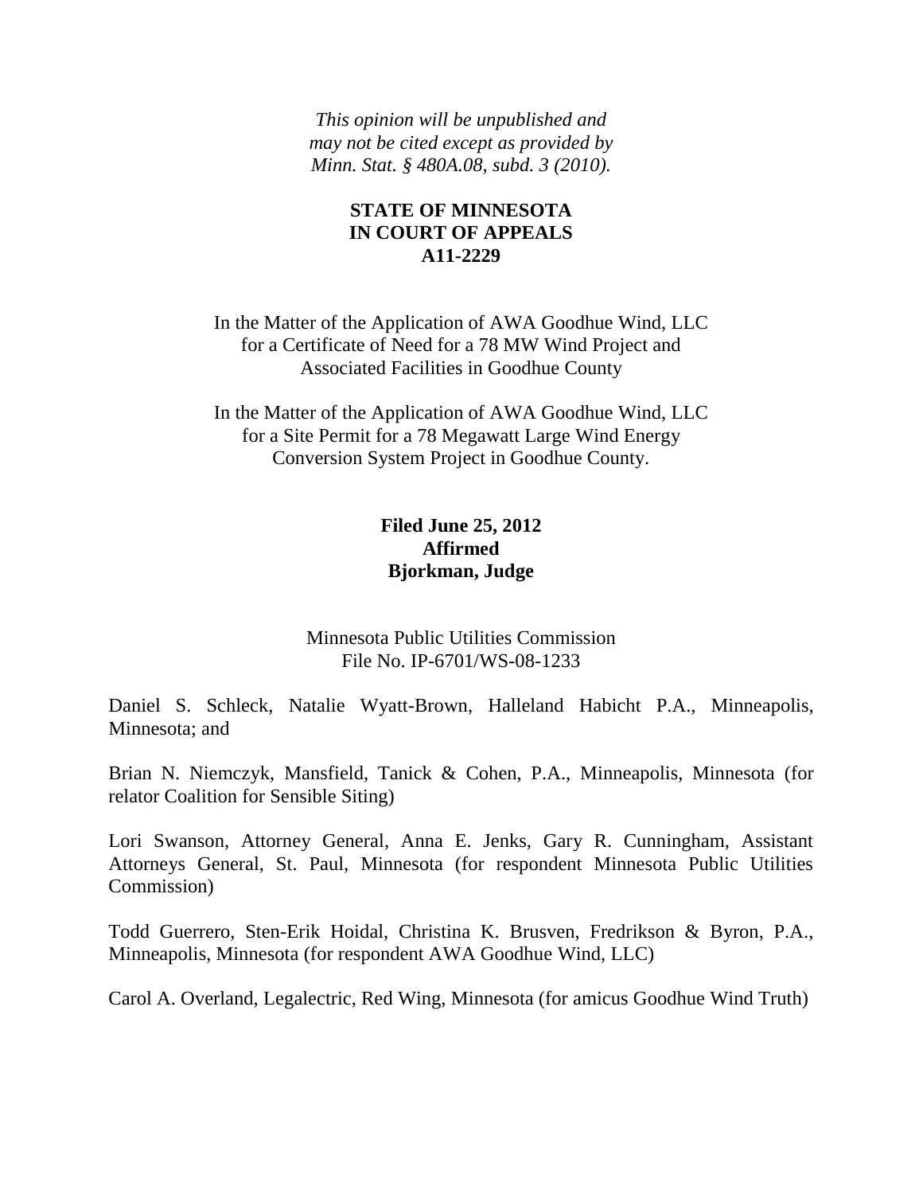*This opinion will be unpublished and may not be cited except as provided by Minn. Stat. § 480A.08, subd. 3 (2010).*

**STATE OF MINNESOTA**
**IN COURT OF APPEALS**
**A11-2229**

In the Matter of the Application of AWA Goodhue Wind, LLC for a Certificate of Need for a 78 MW Wind Project and Associated Facilities in Goodhue County

In the Matter of the Application of AWA Goodhue Wind, LLC for a Site Permit for a 78 Megawatt Large Wind Energy Conversion System Project in Goodhue County.

**Filed June 25, 2012**
**Affirmed**
**Bjorkman, Judge**

Minnesota Public Utilities Commission
File No. IP-6701/WS-08-1233

Daniel S. Schleck, Natalie Wyatt-Brown, Halleland Habicht P.A., Minneapolis, Minnesota; and

Brian N. Niemczyk, Mansfield, Tanick & Cohen, P.A., Minneapolis, Minnesota (for relator Coalition for Sensible Siting)

Lori Swanson, Attorney General, Anna E. Jenks, Gary R. Cunningham, Assistant Attorneys General, St. Paul, Minnesota (for respondent Minnesota Public Utilities Commission)

Todd Guerrero, Sten-Erik Hoidal, Christina K. Brusven, Fredrikson & Byron, P.A., Minneapolis, Minnesota (for respondent AWA Goodhue Wind, LLC)

Carol A. Overland, Legalectric, Red Wing, Minnesota (for amicus Goodhue Wind Truth)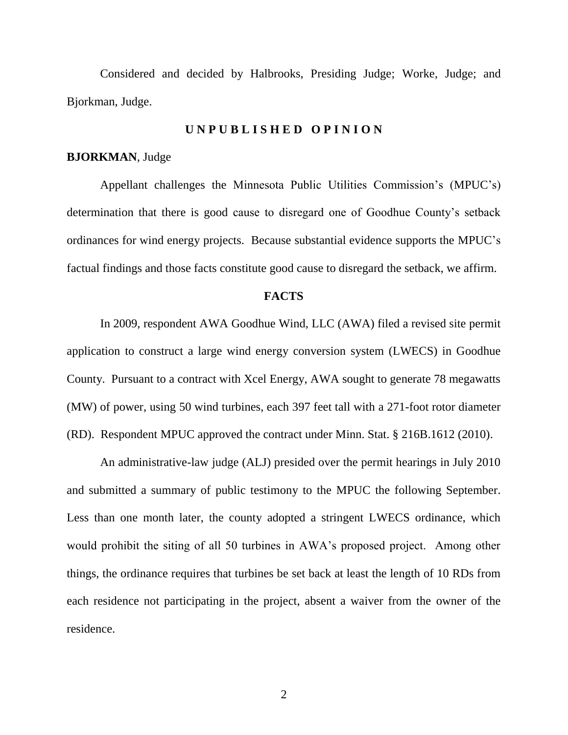Considered and decided by Halbrooks, Presiding Judge; Worke, Judge; and Bjorkman, Judge.

## UNPUBLISHED OPINION

**BJORKMAN**, Judge

Appellant challenges the Minnesota Public Utilities Commission's (MPUC's) determination that there is good cause to disregard one of Goodhue County's setback ordinances for wind energy projects. Because substantial evidence supports the MPUC's factual findings and those facts constitute good cause to disregard the setback, we affirm.

## FACTS

In 2009, respondent AWA Goodhue Wind, LLC (AWA) filed a revised site permit application to construct a large wind energy conversion system (LWECS) in Goodhue County. Pursuant to a contract with Xcel Energy, AWA sought to generate 78 megawatts (MW) of power, using 50 wind turbines, each 397 feet tall with a 271-foot rotor diameter (RD). Respondent MPUC approved the contract under Minn. Stat. § 216B.1612 (2010).

An administrative-law judge (ALJ) presided over the permit hearings in July 2010 and submitted a summary of public testimony to the MPUC the following September. Less than one month later, the county adopted a stringent LWECS ordinance, which would prohibit the siting of all 50 turbines in AWA's proposed project. Among other things, the ordinance requires that turbines be set back at least the length of 10 RDs from each residence not participating in the project, absent a waiver from the owner of the residence.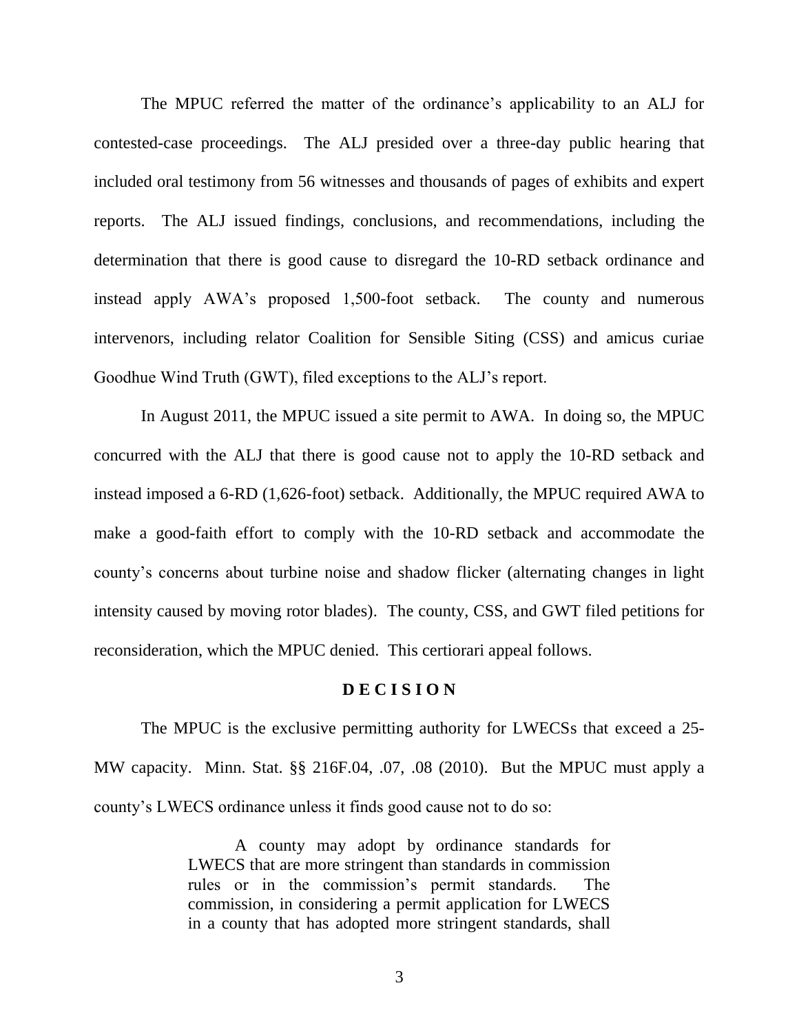The MPUC referred the matter of the ordinance's applicability to an ALJ for contested-case proceedings. The ALJ presided over a three-day public hearing that included oral testimony from 56 witnesses and thousands of pages of exhibits and expert reports. The ALJ issued findings, conclusions, and recommendations, including the determination that there is good cause to disregard the 10-RD setback ordinance and instead apply AWA's proposed 1,500-foot setback. The county and numerous intervenors, including relator Coalition for Sensible Siting (CSS) and amicus curiae Goodhue Wind Truth (GWT), filed exceptions to the ALJ's report.

In August 2011, the MPUC issued a site permit to AWA. In doing so, the MPUC concurred with the ALJ that there is good cause not to apply the 10-RD setback and instead imposed a 6-RD (1,626-foot) setback. Additionally, the MPUC required AWA to make a good-faith effort to comply with the 10-RD setback and accommodate the county's concerns about turbine noise and shadow flicker (alternating changes in light intensity caused by moving rotor blades). The county, CSS, and GWT filed petitions for reconsideration, which the MPUC denied. This certiorari appeal follows.

**D E C I S I O N**

The MPUC is the exclusive permitting authority for LWECSs that exceed a 25-MW capacity. Minn. Stat. §§ 216F.04, .07, .08 (2010). But the MPUC must apply a county's LWECS ordinance unless it finds good cause not to do so:

> A county may adopt by ordinance standards for LWECS that are more stringent than standards in commission rules or in the commission's permit standards. The commission, in considering a permit application for LWECS in a county that has adopted more stringent standards, shall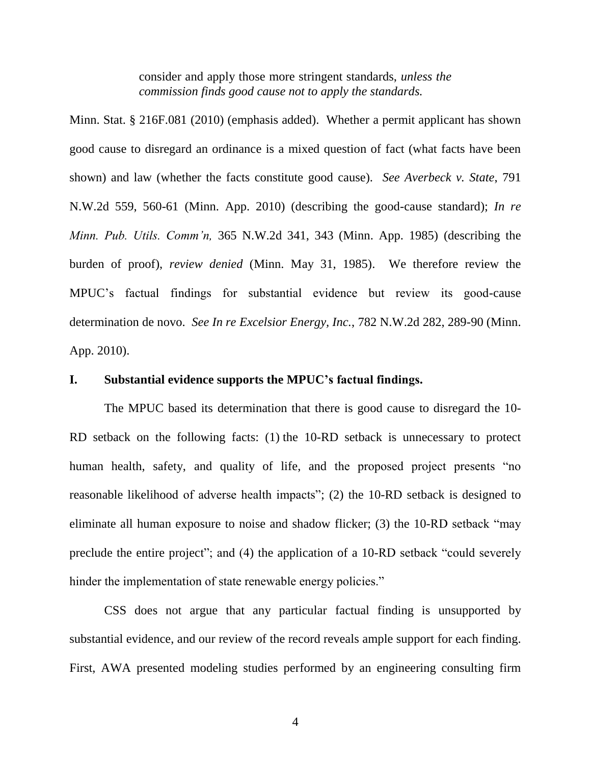> consider and apply those more stringent standards, *unless the commission finds good cause not to apply the standards.*

Minn. Stat. § 216F.081 (2010) (emphasis added). Whether a permit applicant has shown good cause to disregard an ordinance is a mixed question of fact (what facts have been shown) and law (whether the facts constitute good cause). *See Averbeck v. State*, 791 N.W.2d 559, 560-61 (Minn. App. 2010) (describing the good-cause standard); *In re Minn. Pub. Utils. Comm'n,* 365 N.W.2d 341, 343 (Minn. App. 1985) (describing the burden of proof), *review denied* (Minn. May 31, 1985). We therefore review the MPUC's factual findings for substantial evidence but review its good-cause determination de novo. *See In re Excelsior Energy, Inc.*, 782 N.W.2d 282, 289-90 (Minn. App. 2010).

## I. Substantial evidence supports the MPUC's factual findings.

The MPUC based its determination that there is good cause to disregard the 10-RD setback on the following facts: (1) the 10-RD setback is unnecessary to protect human health, safety, and quality of life, and the proposed project presents "no reasonable likelihood of adverse health impacts"; (2) the 10-RD setback is designed to eliminate all human exposure to noise and shadow flicker; (3) the 10-RD setback "may preclude the entire project"; and (4) the application of a 10-RD setback "could severely hinder the implementation of state renewable energy policies."

CSS does not argue that any particular factual finding is unsupported by substantial evidence, and our review of the record reveals ample support for each finding. First, AWA presented modeling studies performed by an engineering consulting firm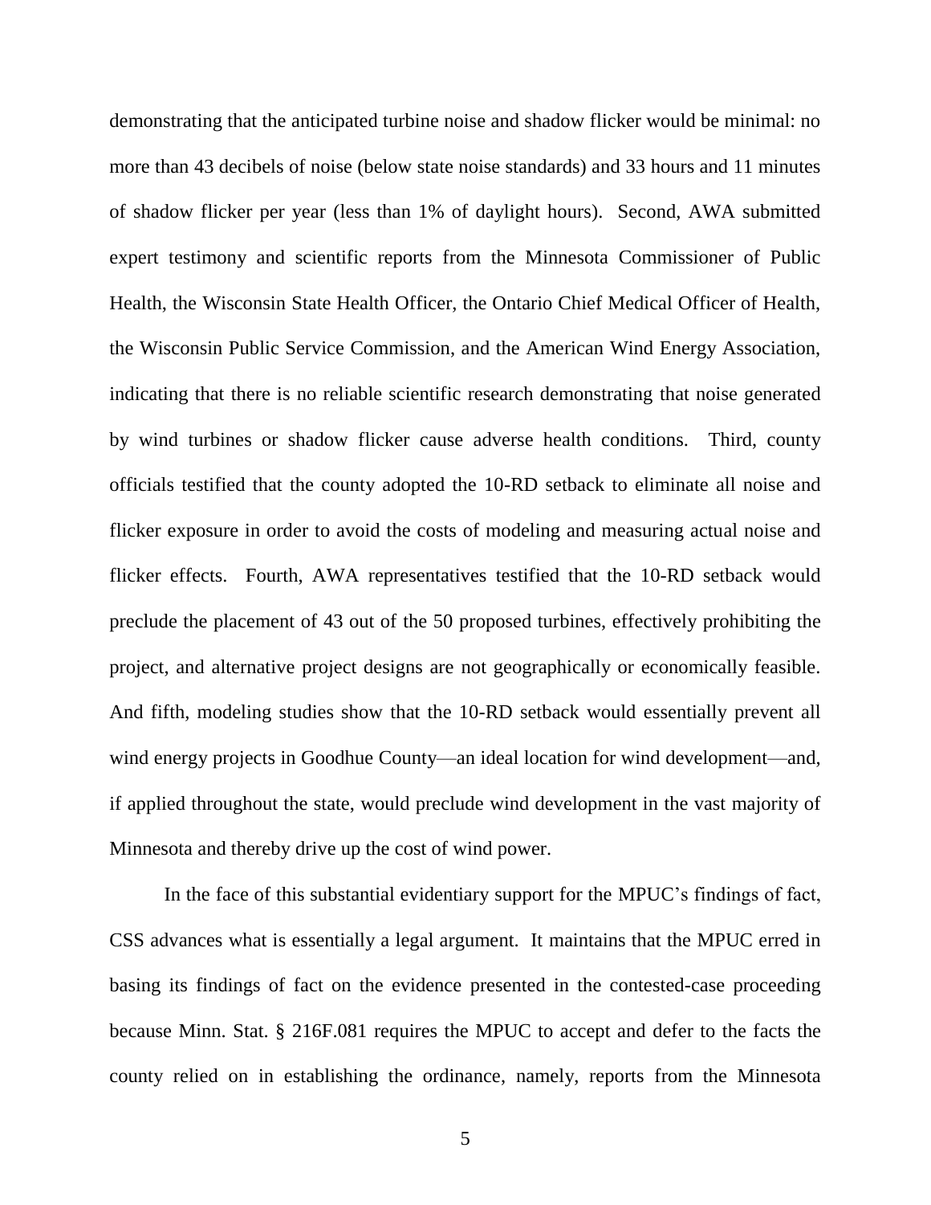demonstrating that the anticipated turbine noise and shadow flicker would be minimal: no more than 43 decibels of noise (below state noise standards) and 33 hours and 11 minutes of shadow flicker per year (less than 1% of daylight hours). Second, AWA submitted expert testimony and scientific reports from the Minnesota Commissioner of Public Health, the Wisconsin State Health Officer, the Ontario Chief Medical Officer of Health, the Wisconsin Public Service Commission, and the American Wind Energy Association, indicating that there is no reliable scientific research demonstrating that noise generated by wind turbines or shadow flicker cause adverse health conditions. Third, county officials testified that the county adopted the 10-RD setback to eliminate all noise and flicker exposure in order to avoid the costs of modeling and measuring actual noise and flicker effects. Fourth, AWA representatives testified that the 10-RD setback would preclude the placement of 43 out of the 50 proposed turbines, effectively prohibiting the project, and alternative project designs are not geographically or economically feasible. And fifth, modeling studies show that the 10-RD setback would essentially prevent all wind energy projects in Goodhue County—an ideal location for wind development—and, if applied throughout the state, would preclude wind development in the vast majority of Minnesota and thereby drive up the cost of wind power.

In the face of this substantial evidentiary support for the MPUC's findings of fact, CSS advances what is essentially a legal argument. It maintains that the MPUC erred in basing its findings of fact on the evidence presented in the contested-case proceeding because Minn. Stat. § 216F.081 requires the MPUC to accept and defer to the facts the county relied on in establishing the ordinance, namely, reports from the Minnesota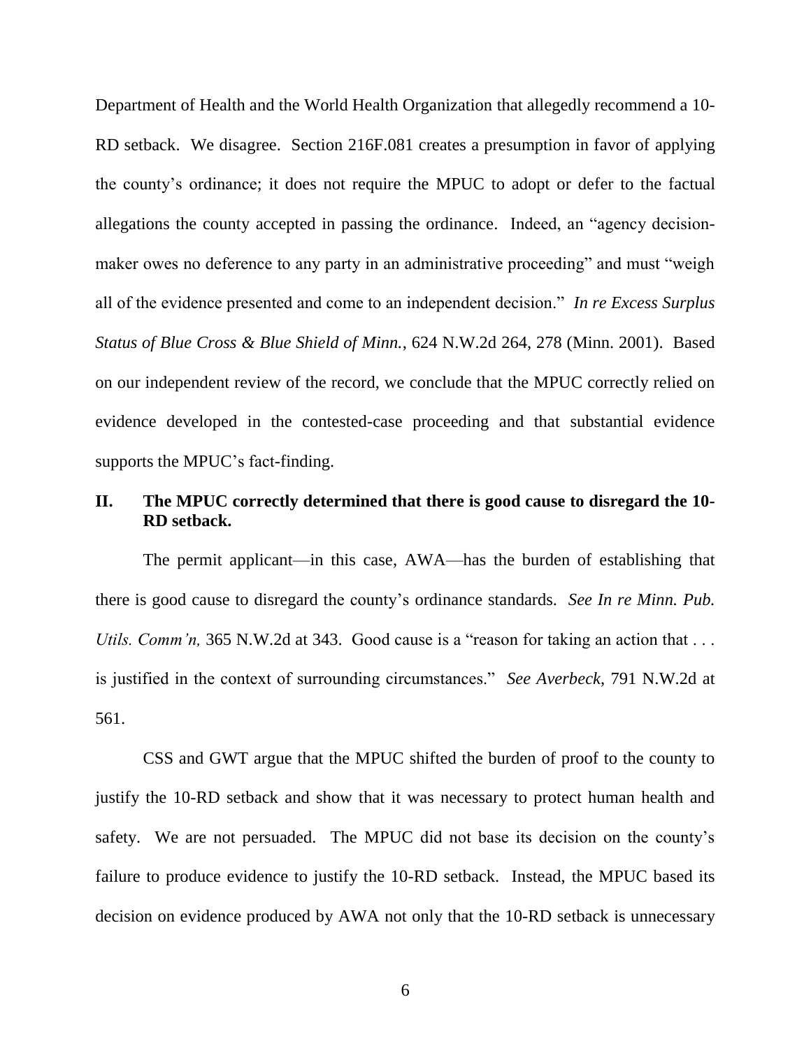Department of Health and the World Health Organization that allegedly recommend a 10-RD setback. We disagree. Section 216F.081 creates a presumption in favor of applying the county's ordinance; it does not require the MPUC to adopt or defer to the factual allegations the county accepted in passing the ordinance. Indeed, an "agency decision-maker owes no deference to any party in an administrative proceeding" and must "weigh all of the evidence presented and come to an independent decision." *In re Excess Surplus Status of Blue Cross & Blue Shield of Minn.*, 624 N.W.2d 264, 278 (Minn. 2001). Based on our independent review of the record, we conclude that the MPUC correctly relied on evidence developed in the contested-case proceeding and that substantial evidence supports the MPUC's fact-finding.

## II. The MPUC correctly determined that there is good cause to disregard the 10-RD setback.

The permit applicant—in this case, AWA—has the burden of establishing that there is good cause to disregard the county's ordinance standards. *See In re Minn. Pub. Utils. Comm'n,* 365 N.W.2d at 343. Good cause is a "reason for taking an action that . . . is justified in the context of surrounding circumstances." *See Averbeck*, 791 N.W.2d at 561.

CSS and GWT argue that the MPUC shifted the burden of proof to the county to justify the 10-RD setback and show that it was necessary to protect human health and safety. We are not persuaded. The MPUC did not base its decision on the county's failure to produce evidence to justify the 10-RD setback. Instead, the MPUC based its decision on evidence produced by AWA not only that the 10-RD setback is unnecessary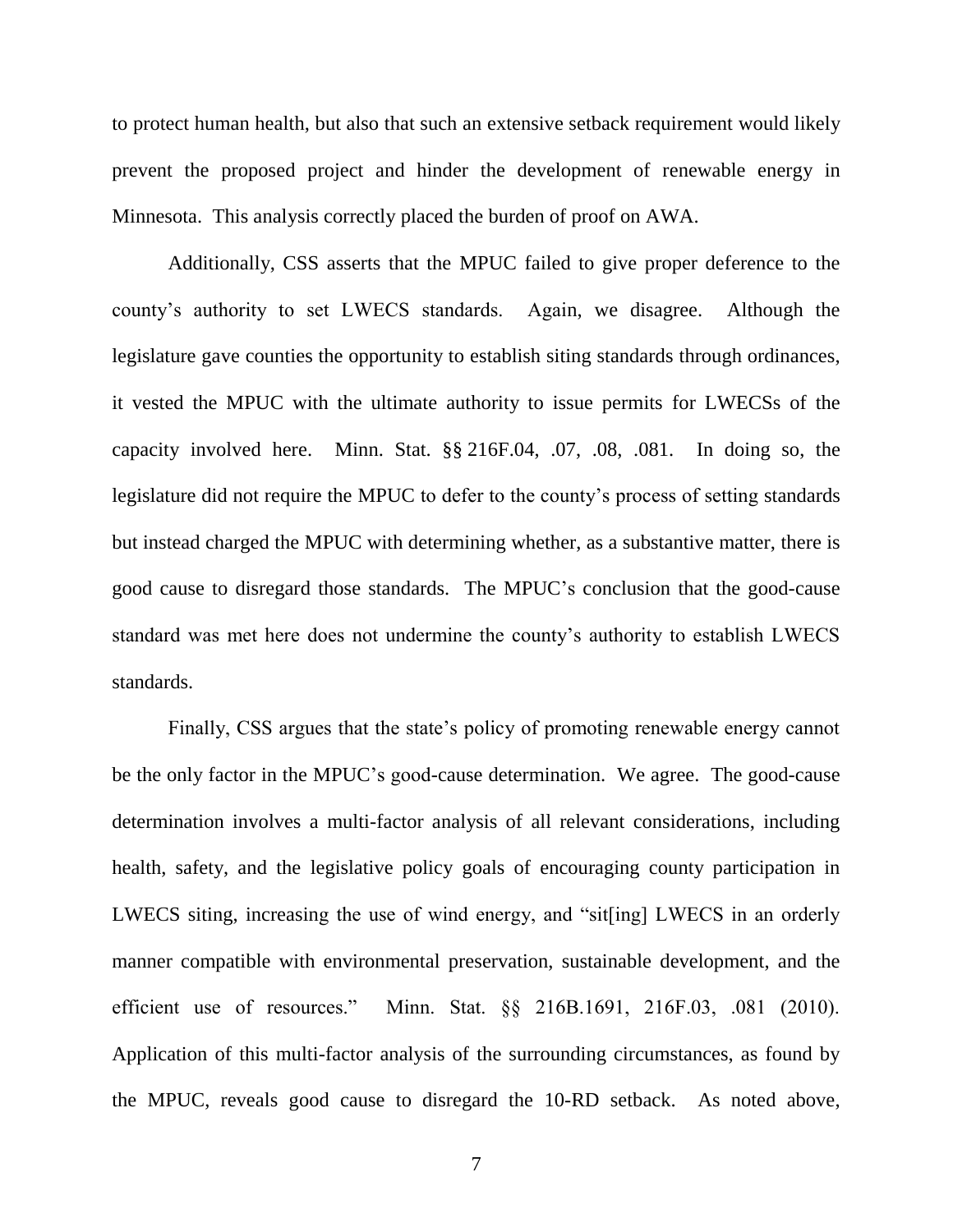to protect human health, but also that such an extensive setback requirement would likely prevent the proposed project and hinder the development of renewable energy in Minnesota. This analysis correctly placed the burden of proof on AWA.

Additionally, CSS asserts that the MPUC failed to give proper deference to the county's authority to set LWECS standards. Again, we disagree. Although the legislature gave counties the opportunity to establish siting standards through ordinances, it vested the MPUC with the ultimate authority to issue permits for LWECSs of the capacity involved here. Minn. Stat. §§ 216F.04, .07, .08, .081. In doing so, the legislature did not require the MPUC to defer to the county's process of setting standards but instead charged the MPUC with determining whether, as a substantive matter, there is good cause to disregard those standards. The MPUC's conclusion that the good-cause standard was met here does not undermine the county's authority to establish LWECS standards.

Finally, CSS argues that the state's policy of promoting renewable energy cannot be the only factor in the MPUC's good-cause determination. We agree. The good-cause determination involves a multi-factor analysis of all relevant considerations, including health, safety, and the legislative policy goals of encouraging county participation in LWECS siting, increasing the use of wind energy, and "sit[ing] LWECS in an orderly manner compatible with environmental preservation, sustainable development, and the efficient use of resources." Minn. Stat. §§ 216B.1691, 216F.03, .081 (2010). Application of this multi-factor analysis of the surrounding circumstances, as found by the MPUC, reveals good cause to disregard the 10-RD setback. As noted above,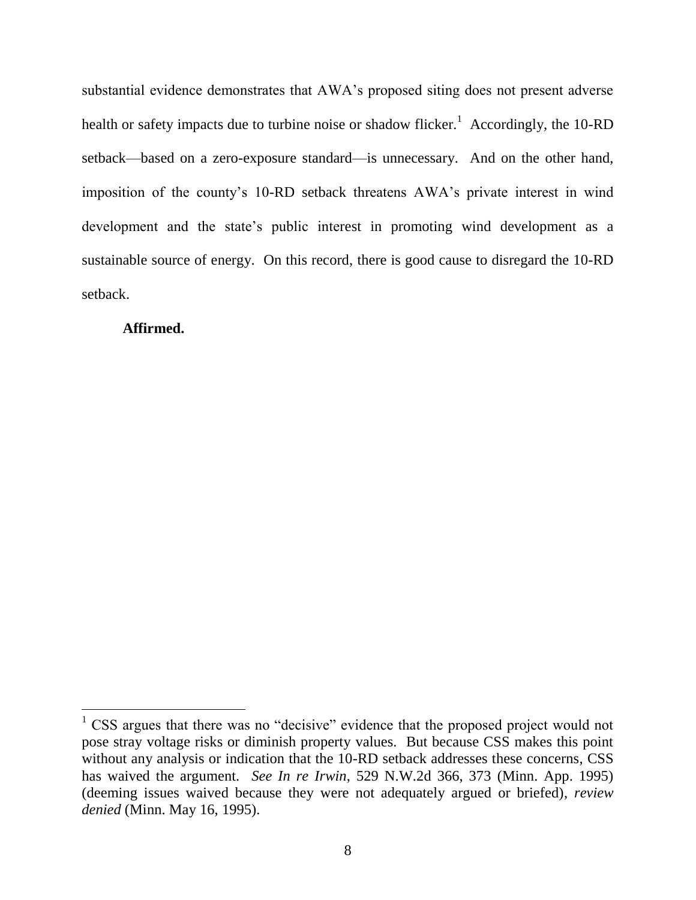substantial evidence demonstrates that AWA's proposed siting does not present adverse health or safety impacts due to turbine noise or shadow flicker.[1] Accordingly, the 10-RD setback—based on a zero-exposure standard—is unnecessary. And on the other hand, imposition of the county's 10-RD setback threatens AWA's private interest in wind development and the state's public interest in promoting wind development as a sustainable source of energy. On this record, there is good cause to disregard the 10-RD setback.

**Affirmed.**

---

[1] CSS argues that there was no "decisive" evidence that the proposed project would not pose stray voltage risks or diminish property values. But because CSS makes this point without any analysis or indication that the 10-RD setback addresses these concerns, CSS has waived the argument. *See In re Irwin*, 529 N.W.2d 366, 373 (Minn. App. 1995) (deeming issues waived because they were not adequately argued or briefed), *review denied* (Minn. May 16, 1995).